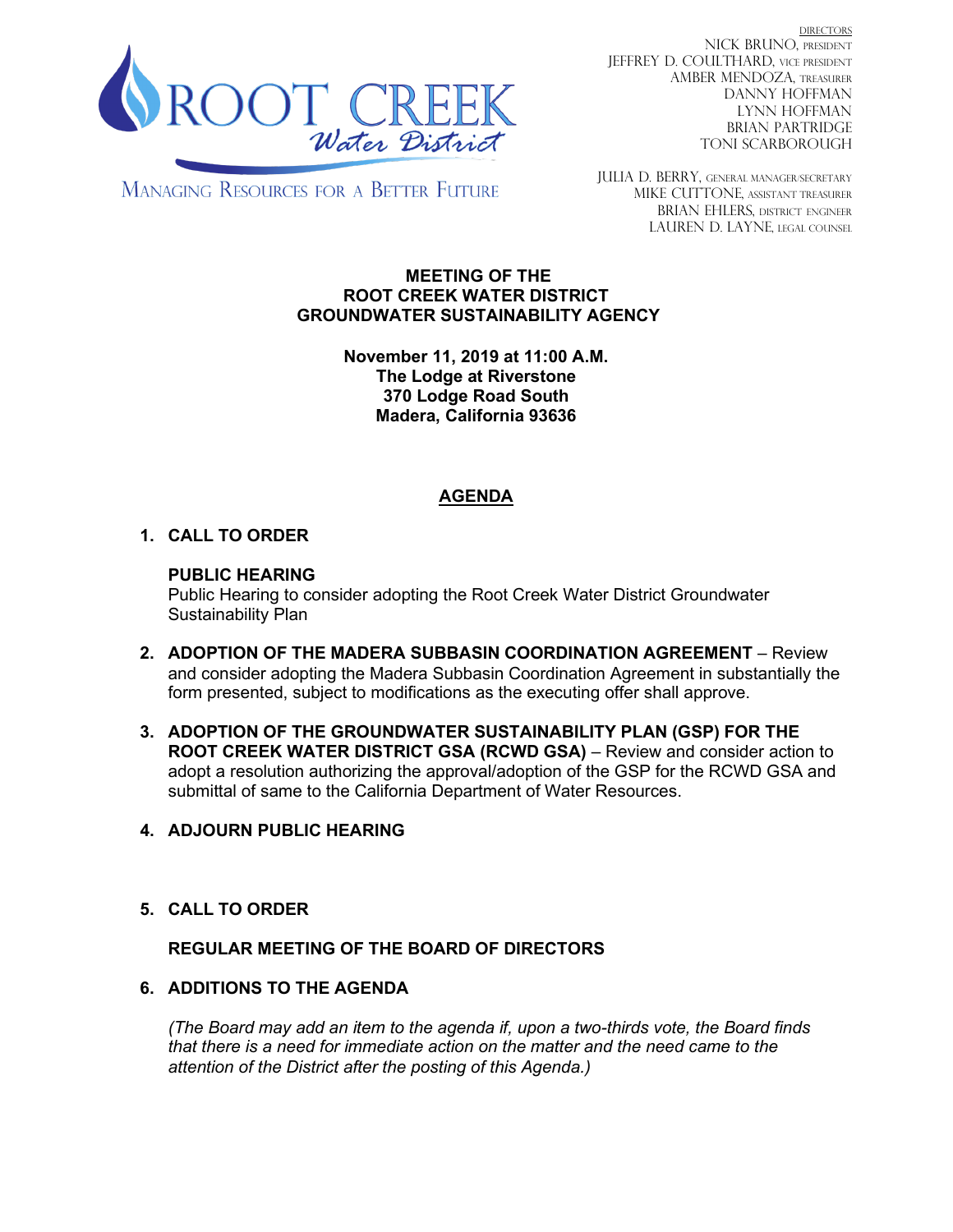ROOT CREEK *Water District*

MANAGING RESOURCES FOR A BETTER FUTURE

DIRECTORS
NICK BRUNO, PRESIDENT
JEFFREY D. COULTHARD, VICE PRESIDENT
AMBER MENDOZA, TREASURER
DANNY HOFFMAN
LYNN HOFFMAN
BRIAN PARTRIDGE
TONI SCARBOROUGH

JULIA D. BERRY, GENERAL MANAGER/SECRETARY
MIKE CUTTONE, ASSISTANT TREASURER
BRIAN EHLERS, DISTRICT ENGINEER
LAUREN D. LAYNE, LEGAL COUNSEL

**MEETING OF THE**
**ROOT CREEK WATER DISTRICT**
**GROUNDWATER SUSTAINABILITY AGENCY**

**November 11, 2019 at 11:00 A.M.**
**The Lodge at Riverstone**
**370 Lodge Road South**
**Madera, California 93636**

## AGENDA

1. **CALL TO ORDER**

   **PUBLIC HEARING**
   Public Hearing to consider adopting the Root Creek Water District Groundwater Sustainability Plan

2. **ADOPTION OF THE MADERA SUBBASIN COORDINATION AGREEMENT** – Review and consider adopting the Madera Subbasin Coordination Agreement in substantially the form presented, subject to modifications as the executing offer shall approve.

3. **ADOPTION OF THE GROUNDWATER SUSTAINABILITY PLAN (GSP) FOR THE ROOT CREEK WATER DISTRICT GSA (RCWD GSA)** – Review and consider action to adopt a resolution authorizing the approval/adoption of the GSP for the RCWD GSA and submittal of same to the California Department of Water Resources.

4. **ADJOURN PUBLIC HEARING**

5. **CALL TO ORDER**

   **REGULAR MEETING OF THE BOARD OF DIRECTORS**

6. **ADDITIONS TO THE AGENDA**

   *(The Board may add an item to the agenda if, upon a two-thirds vote, the Board finds that there is a need for immediate action on the matter and the need came to the attention of the District after the posting of this Agenda.)*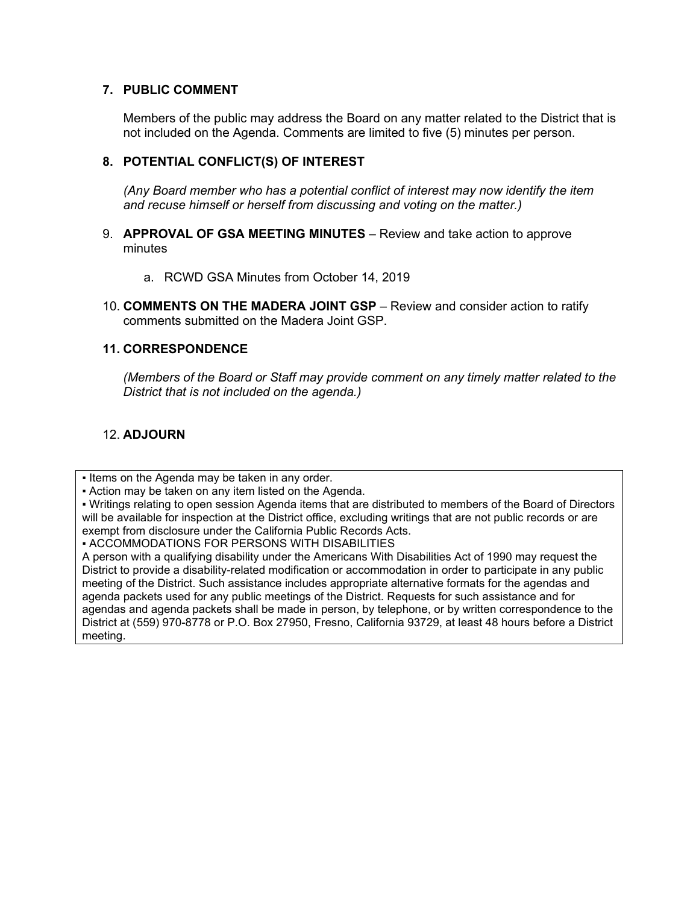7. **PUBLIC COMMENT**

   Members of the public may address the Board on any matter related to the District that is not included on the Agenda. Comments are limited to five (5) minutes per person.

8. **POTENTIAL CONFLICT(S) OF INTEREST**

   *(Any Board member who has a potential conflict of interest may now identify the item and recuse himself or herself from discussing and voting on the matter.)*

9. **APPROVAL OF GSA MEETING MINUTES** – Review and take action to approve minutes

   a. RCWD GSA Minutes from October 14, 2019

10. **COMMENTS ON THE MADERA JOINT GSP** – Review and consider action to ratify comments submitted on the Madera Joint GSP.

11. **CORRESPONDENCE**

    *(Members of the Board or Staff may provide comment on any timely matter related to the District that is not included on the agenda.)*

12. **ADJOURN**

▪ Items on the Agenda may be taken in any order.
▪ Action may be taken on any item listed on the Agenda.
▪ Writings relating to open session Agenda items that are distributed to members of the Board of Directors will be available for inspection at the District office, excluding writings that are not public records or are exempt from disclosure under the California Public Records Acts.
▪ ACCOMMODATIONS FOR PERSONS WITH DISABILITIES
A person with a qualifying disability under the Americans With Disabilities Act of 1990 may request the District to provide a disability-related modification or accommodation in order to participate in any public meeting of the District. Such assistance includes appropriate alternative formats for the agendas and agenda packets used for any public meetings of the District. Requests for such assistance and for agendas and agenda packets shall be made in person, by telephone, or by written correspondence to the District at (559) 970-8778 or P.O. Box 27950, Fresno, California 93729, at least 48 hours before a District meeting.